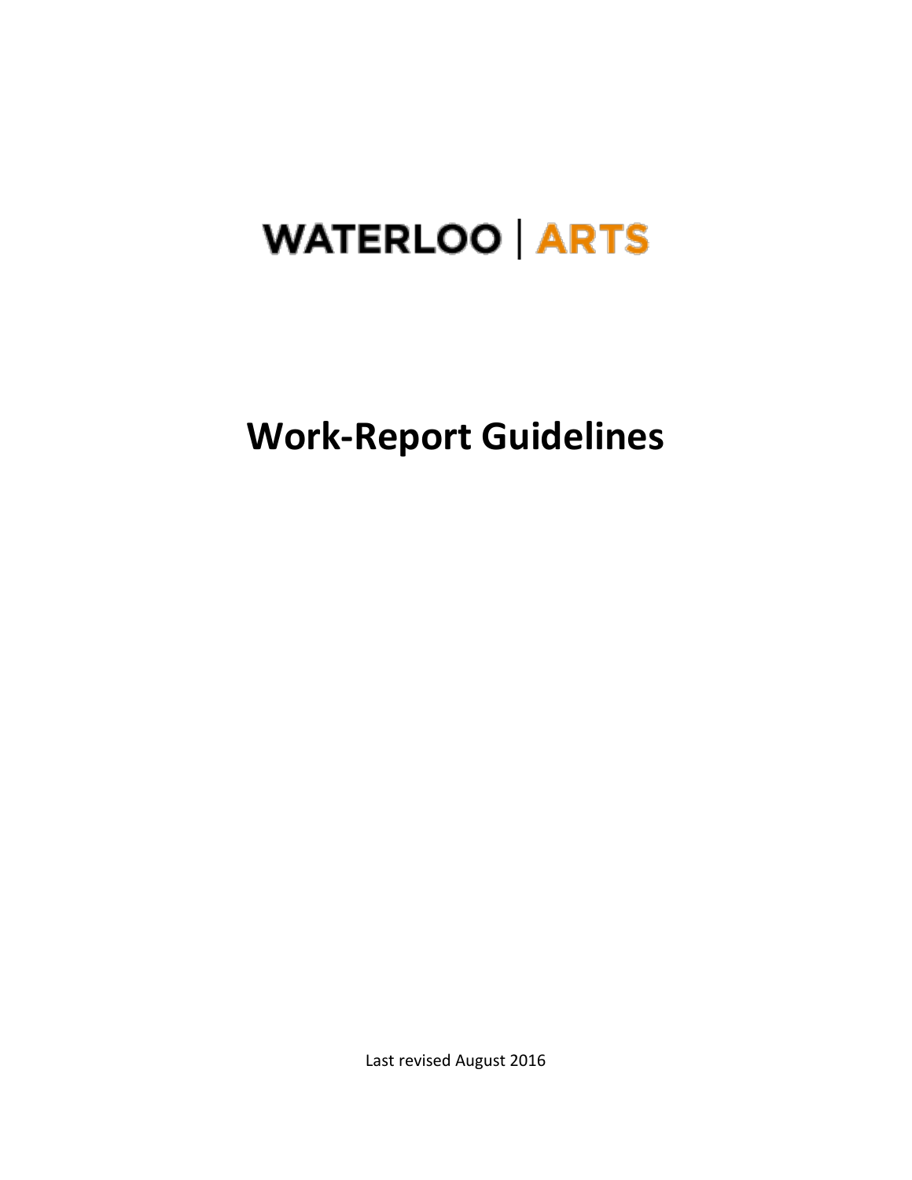WATERLOO | ARTS

# Work-Report Guidelines

Last revised August 2016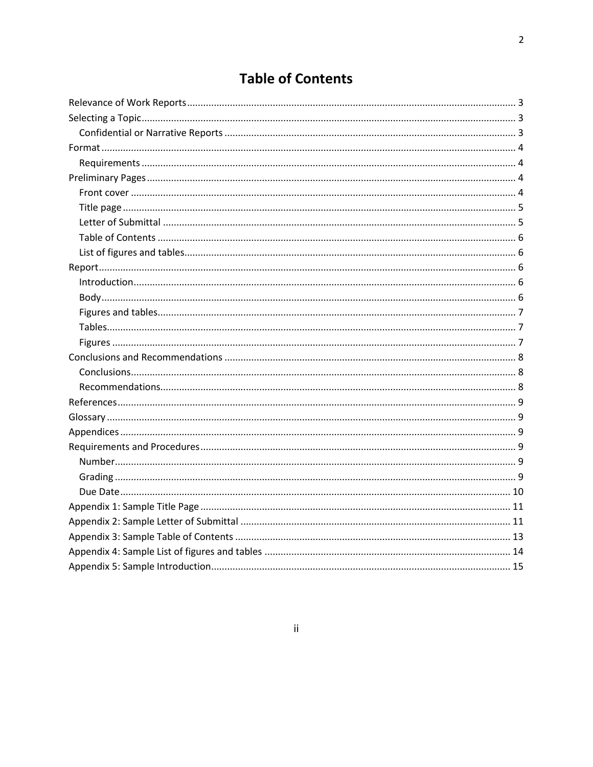# Table of Contents

- Relevance of Work Reports ........ 3
- Selecting a Topic ........ 3
  - Confidential or Narrative Reports ........ 3
- Format ........ 4
  - Requirements ........ 4
- Preliminary Pages ........ 4
  - Front cover ........ 4
  - Title page ........ 5
  - Letter of Submittal ........ 5
  - Table of Contents ........ 6
  - List of figures and tables ........ 6
- Report ........ 6
  - Introduction ........ 6
  - Body ........ 6
  - Figures and tables ........ 7
  - Tables ........ 7
  - Figures ........ 7
- Conclusions and Recommendations ........ 8
  - Conclusions ........ 8
  - Recommendations ........ 8
- References ........ 9
- Glossary ........ 9
- Appendices ........ 9
- Requirements and Procedures ........ 9
  - Number ........ 9
  - Grading ........ 9
  - Due Date ........ 10
- Appendix 1: Sample Title Page ........ 11
- Appendix 2: Sample Letter of Submittal ........ 11
- Appendix 3: Sample Table of Contents ........ 13
- Appendix 4: Sample List of figures and tables ........ 14
- Appendix 5: Sample Introduction ........ 15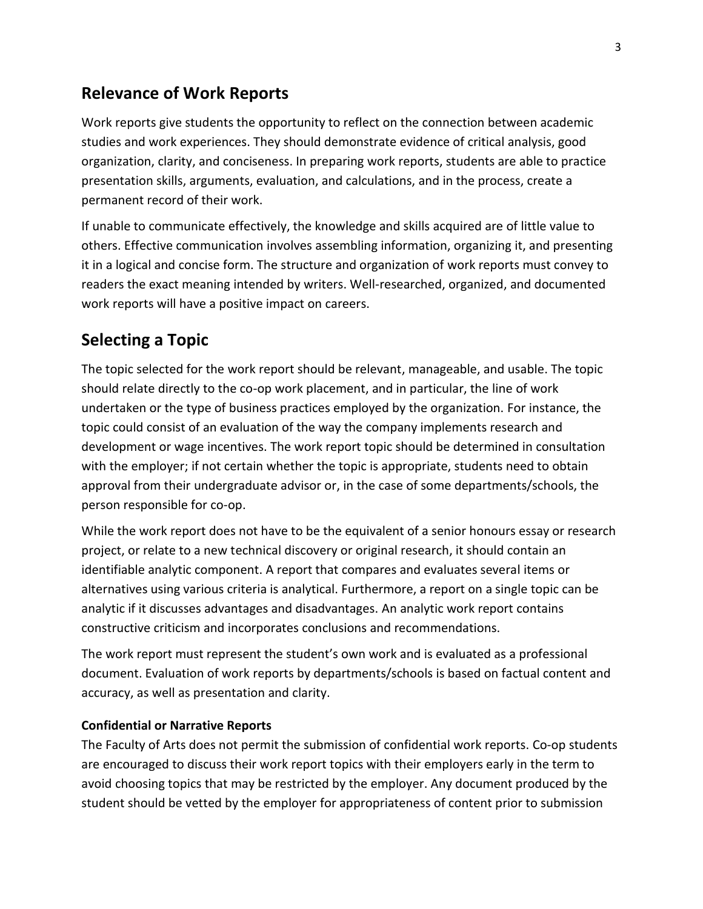## Relevance of Work Reports

Work reports give students the opportunity to reflect on the connection between academic studies and work experiences. They should demonstrate evidence of critical analysis, good organization, clarity, and conciseness. In preparing work reports, students are able to practice presentation skills, arguments, evaluation, and calculations, and in the process, create a permanent record of their work.

If unable to communicate effectively, the knowledge and skills acquired are of little value to others. Effective communication involves assembling information, organizing it, and presenting it in a logical and concise form. The structure and organization of work reports must convey to readers the exact meaning intended by writers. Well-researched, organized, and documented work reports will have a positive impact on careers.

## Selecting a Topic

The topic selected for the work report should be relevant, manageable, and usable. The topic should relate directly to the co-op work placement, and in particular, the line of work undertaken or the type of business practices employed by the organization. For instance, the topic could consist of an evaluation of the way the company implements research and development or wage incentives. The work report topic should be determined in consultation with the employer; if not certain whether the topic is appropriate, students need to obtain approval from their undergraduate advisor or, in the case of some departments/schools, the person responsible for co-op.

While the work report does not have to be the equivalent of a senior honours essay or research project, or relate to a new technical discovery or original research, it should contain an identifiable analytic component. A report that compares and evaluates several items or alternatives using various criteria is analytical. Furthermore, a report on a single topic can be analytic if it discusses advantages and disadvantages. An analytic work report contains constructive criticism and incorporates conclusions and recommendations.

The work report must represent the student's own work and is evaluated as a professional document. Evaluation of work reports by departments/schools is based on factual content and accuracy, as well as presentation and clarity.

#### Confidential or Narrative Reports

The Faculty of Arts does not permit the submission of confidential work reports. Co-op students are encouraged to discuss their work report topics with their employers early in the term to avoid choosing topics that may be restricted by the employer. Any document produced by the student should be vetted by the employer for appropriateness of content prior to submission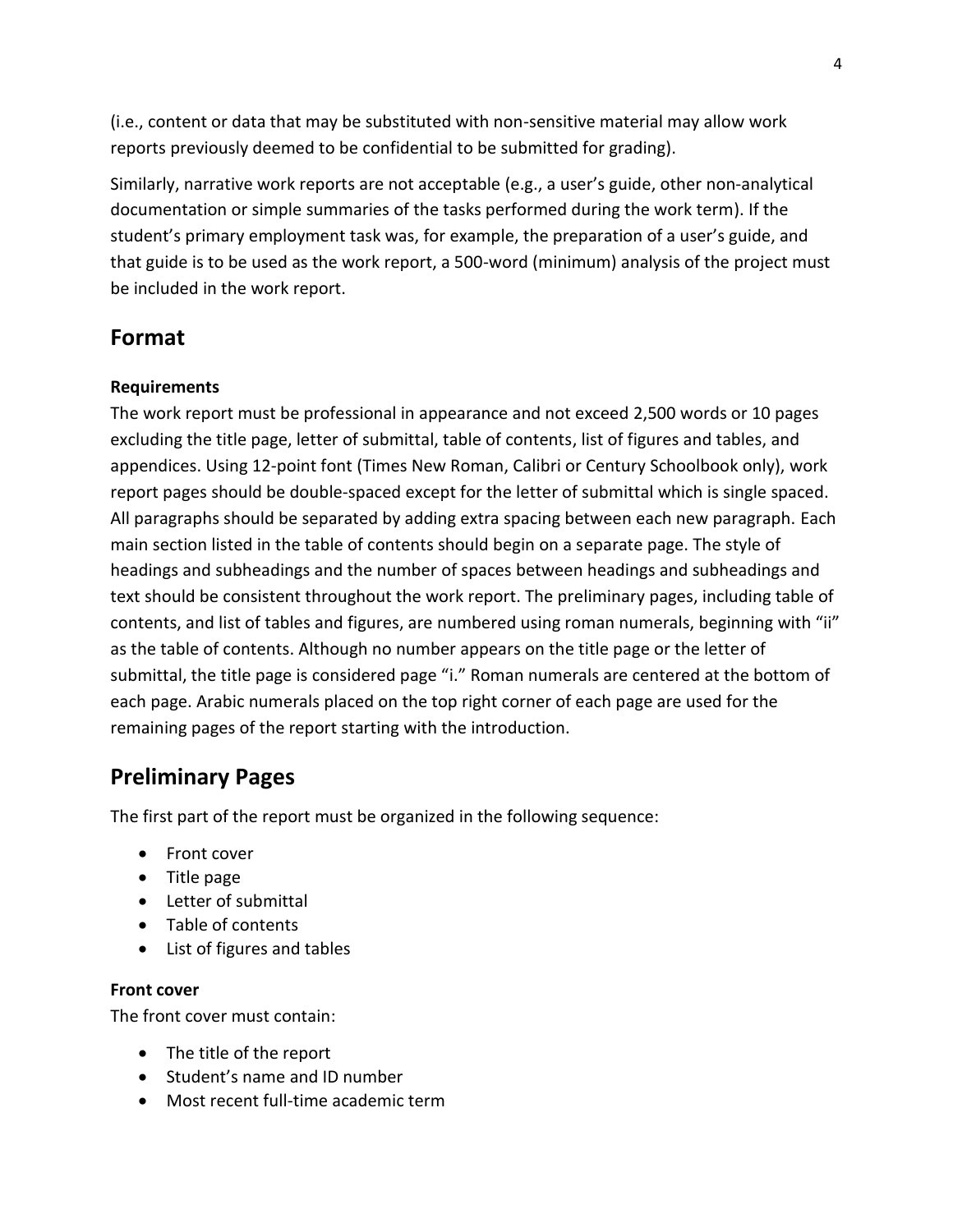(i.e., content or data that may be substituted with non-sensitive material may allow work reports previously deemed to be confidential to be submitted for grading).

Similarly, narrative work reports are not acceptable (e.g., a user's guide, other non-analytical documentation or simple summaries of the tasks performed during the work term). If the student's primary employment task was, for example, the preparation of a user's guide, and that guide is to be used as the work report, a 500-word (minimum) analysis of the project must be included in the work report.

## Format

**Requirements**

The work report must be professional in appearance and not exceed 2,500 words or 10 pages excluding the title page, letter of submittal, table of contents, list of figures and tables, and appendices. Using 12-point font (Times New Roman, Calibri or Century Schoolbook only), work report pages should be double-spaced except for the letter of submittal which is single spaced. All paragraphs should be separated by adding extra spacing between each new paragraph. Each main section listed in the table of contents should begin on a separate page. The style of headings and subheadings and the number of spaces between headings and subheadings and text should be consistent throughout the work report. The preliminary pages, including table of contents, and list of tables and figures, are numbered using roman numerals, beginning with "ii" as the table of contents. Although no number appears on the title page or the letter of submittal, the title page is considered page "i." Roman numerals are centered at the bottom of each page. Arabic numerals placed on the top right corner of each page are used for the remaining pages of the report starting with the introduction.

## Preliminary Pages

The first part of the report must be organized in the following sequence:

- Front cover
- Title page
- Letter of submittal
- Table of contents
- List of figures and tables

**Front cover**

The front cover must contain:

- The title of the report
- Student's name and ID number
- Most recent full-time academic term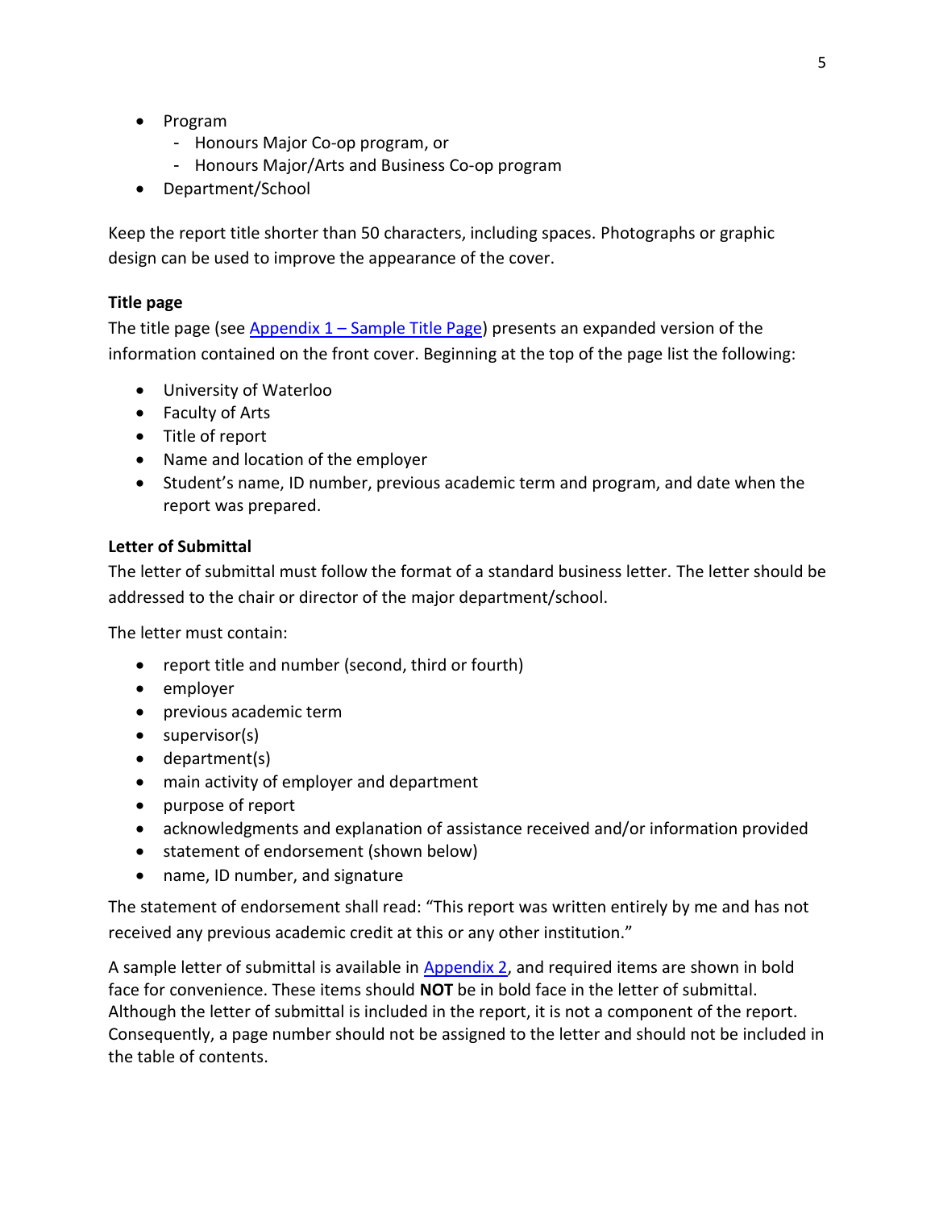- Program
    - Honours Major Co-op program, or
    - Honours Major/Arts and Business Co-op program
- Department/School

Keep the report title shorter than 50 characters, including spaces. Photographs or graphic design can be used to improve the appearance of the cover.

**Title page**

The title page (see Appendix 1 – Sample Title Page) presents an expanded version of the information contained on the front cover. Beginning at the top of the page list the following:

- University of Waterloo
- Faculty of Arts
- Title of report
- Name and location of the employer
- Student's name, ID number, previous academic term and program, and date when the report was prepared.

**Letter of Submittal**

The letter of submittal must follow the format of a standard business letter. The letter should be addressed to the chair or director of the major department/school.

The letter must contain:

- report title and number (second, third or fourth)
- employer
- previous academic term
- supervisor(s)
- department(s)
- main activity of employer and department
- purpose of report
- acknowledgments and explanation of assistance received and/or information provided
- statement of endorsement (shown below)
- name, ID number, and signature

The statement of endorsement shall read: "This report was written entirely by me and has not received any previous academic credit at this or any other institution."

A sample letter of submittal is available in Appendix 2, and required items are shown in bold face for convenience. These items should **NOT** be in bold face in the letter of submittal. Although the letter of submittal is included in the report, it is not a component of the report. Consequently, a page number should not be assigned to the letter and should not be included in the table of contents.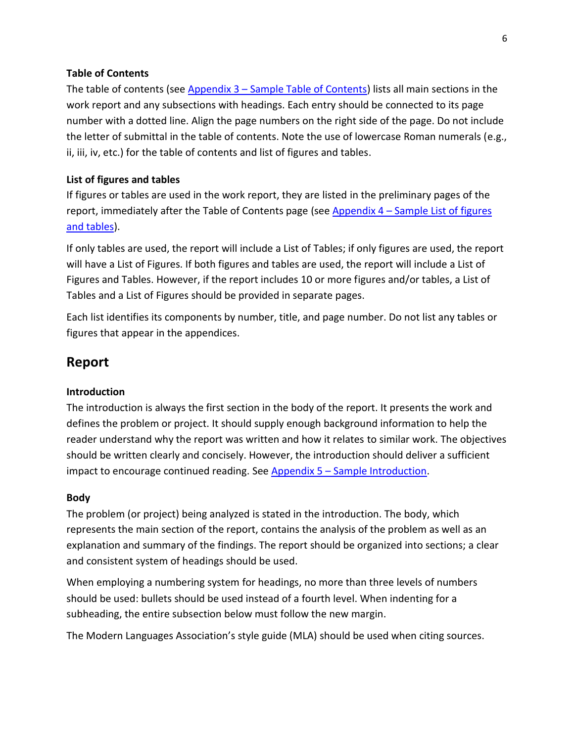### Table of Contents

The table of contents (see [Appendix 3 – Sample Table of Contents]) lists all main sections in the work report and any subsections with headings. Each entry should be connected to its page number with a dotted line. Align the page numbers on the right side of the page. Do not include the letter of submittal in the table of contents. Note the use of lowercase Roman numerals (e.g., ii, iii, iv, etc.) for the table of contents and list of figures and tables.

### List of figures and tables

If figures or tables are used in the work report, they are listed in the preliminary pages of the report, immediately after the Table of Contents page (see [Appendix 4 – Sample List of figures and tables]).

If only tables are used, the report will include a List of Tables; if only figures are used, the report will have a List of Figures. If both figures and tables are used, the report will include a List of Figures and Tables. However, if the report includes 10 or more figures and/or tables, a List of Tables and a List of Figures should be provided in separate pages.

Each list identifies its components by number, title, and page number. Do not list any tables or figures that appear in the appendices.

## Report

### Introduction

The introduction is always the first section in the body of the report. It presents the work and defines the problem or project. It should supply enough background information to help the reader understand why the report was written and how it relates to similar work. The objectives should be written clearly and concisely. However, the introduction should deliver a sufficient impact to encourage continued reading. See [Appendix 5 – Sample Introduction].

### Body

The problem (or project) being analyzed is stated in the introduction. The body, which represents the main section of the report, contains the analysis of the problem as well as an explanation and summary of the findings. The report should be organized into sections; a clear and consistent system of headings should be used.

When employing a numbering system for headings, no more than three levels of numbers should be used: bullets should be used instead of a fourth level. When indenting for a subheading, the entire subsection below must follow the new margin.

The Modern Languages Association's style guide (MLA) should be used when citing sources.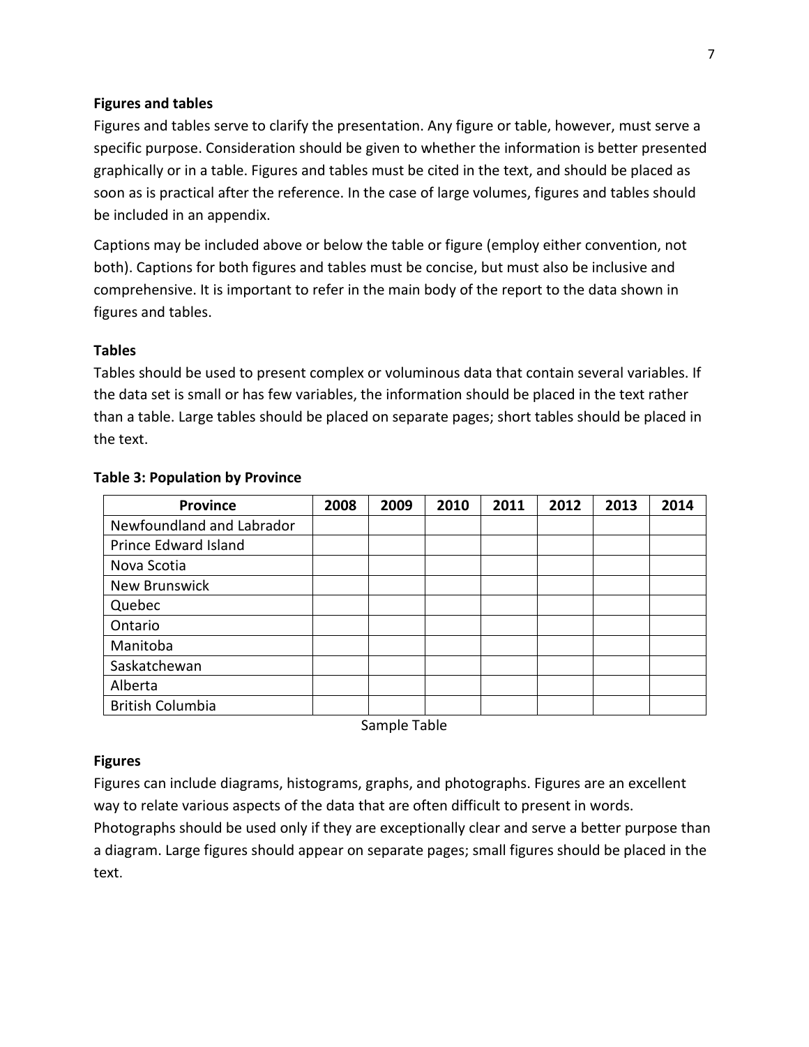**Figures and tables**

Figures and tables serve to clarify the presentation. Any figure or table, however, must serve a specific purpose. Consideration should be given to whether the information is better presented graphically or in a table. Figures and tables must be cited in the text, and should be placed as soon as is practical after the reference. In the case of large volumes, figures and tables should be included in an appendix.

Captions may be included above or below the table or figure (employ either convention, not both). Captions for both figures and tables must be concise, but must also be inclusive and comprehensive. It is important to refer in the main body of the report to the data shown in figures and tables.

**Tables**

Tables should be used to present complex or voluminous data that contain several variables. If the data set is small or has few variables, the information should be placed in the text rather than a table. Large tables should be placed on separate pages; short tables should be placed in the text.

**Table 3: Population by Province**

| Province | 2008 | 2009 | 2010 | 2011 | 2012 | 2013 | 2014 |
|---|---|---|---|---|---|---|---|
| Newfoundland and Labrador | | | | | | | |
| Prince Edward Island | | | | | | | |
| Nova Scotia | | | | | | | |
| New Brunswick | | | | | | | |
| Quebec | | | | | | | |
| Ontario | | | | | | | |
| Manitoba | | | | | | | |
| Saskatchewan | | | | | | | |
| Alberta | | | | | | | |
| British Columbia | | | | | | | |

Sample Table

**Figures**

Figures can include diagrams, histograms, graphs, and photographs. Figures are an excellent way to relate various aspects of the data that are often difficult to present in words. Photographs should be used only if they are exceptionally clear and serve a better purpose than a diagram. Large figures should appear on separate pages; small figures should be placed in the text.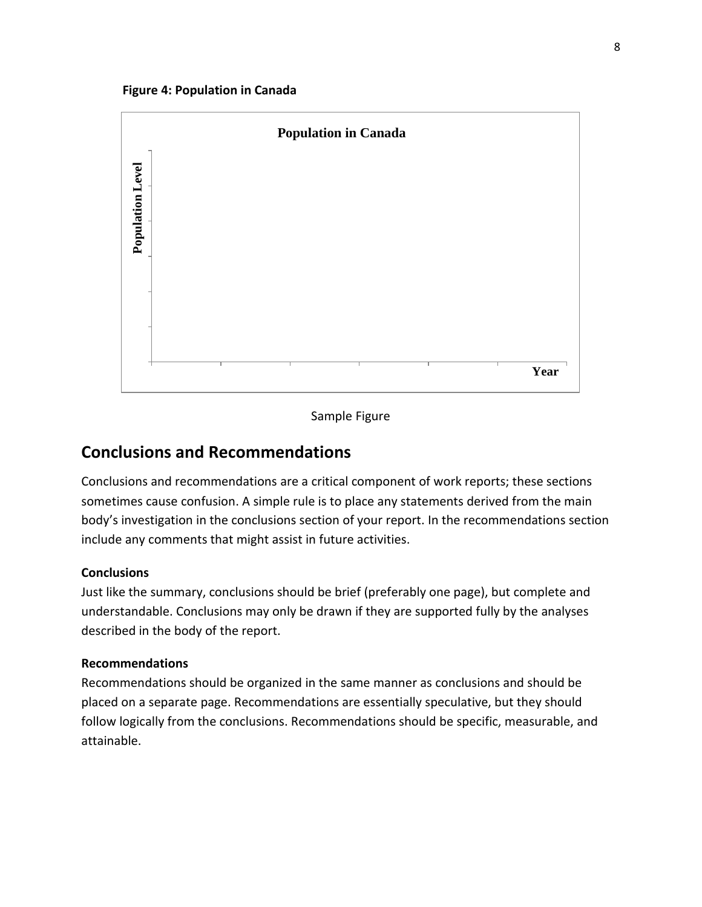**Figure 4: Population in Canada**

Population in Canada

Population Level

Year

Sample Figure

## Conclusions and Recommendations

Conclusions and recommendations are a critical component of work reports; these sections sometimes cause confusion. A simple rule is to place any statements derived from the main body's investigation in the conclusions section of your report. In the recommendations section include any comments that might assist in future activities.

**Conclusions**

Just like the summary, conclusions should be brief (preferably one page), but complete and understandable. Conclusions may only be drawn if they are supported fully by the analyses described in the body of the report.

**Recommendations**

Recommendations should be organized in the same manner as conclusions and should be placed on a separate page. Recommendations are essentially speculative, but they should follow logically from the conclusions. Recommendations should be specific, measurable, and attainable.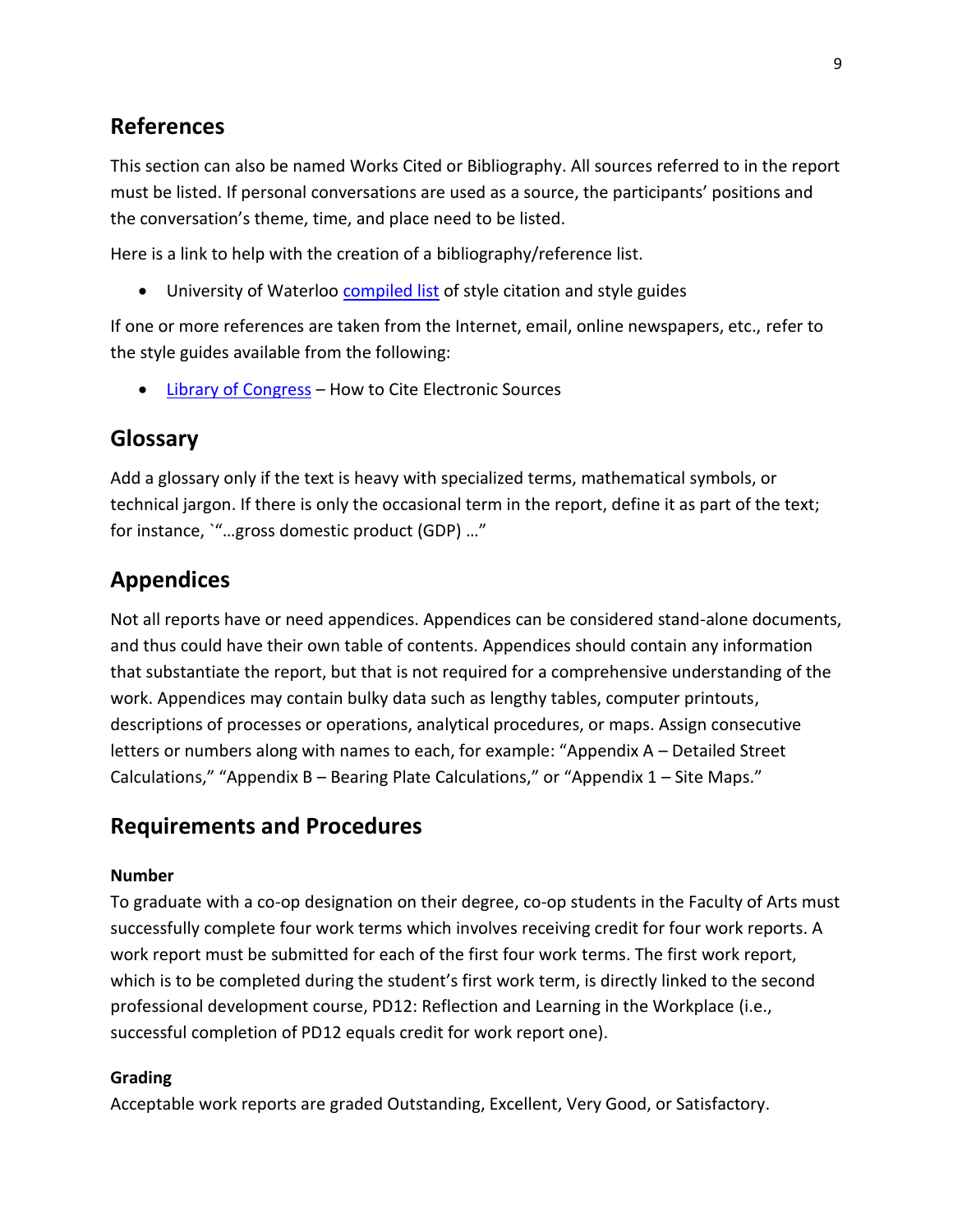## References

This section can also be named Works Cited or Bibliography. All sources referred to in the report must be listed. If personal conversations are used as a source, the participants' positions and the conversation's theme, time, and place need to be listed.

Here is a link to help with the creation of a bibliography/reference list.

- University of Waterloo compiled list of style citation and style guides

If one or more references are taken from the Internet, email, online newspapers, etc., refer to the style guides available from the following:

- Library of Congress – How to Cite Electronic Sources

## Glossary

Add a glossary only if the text is heavy with specialized terms, mathematical symbols, or technical jargon. If there is only the occasional term in the report, define it as part of the text; for instance, `"…gross domestic product (GDP) …"

## Appendices

Not all reports have or need appendices. Appendices can be considered stand-alone documents, and thus could have their own table of contents. Appendices should contain any information that substantiate the report, but that is not required for a comprehensive understanding of the work. Appendices may contain bulky data such as lengthy tables, computer printouts, descriptions of processes or operations, analytical procedures, or maps. Assign consecutive letters or numbers along with names to each, for example: "Appendix A – Detailed Street Calculations," "Appendix B – Bearing Plate Calculations," or "Appendix 1 – Site Maps."

## Requirements and Procedures

### Number

To graduate with a co-op designation on their degree, co-op students in the Faculty of Arts must successfully complete four work terms which involves receiving credit for four work reports. A work report must be submitted for each of the first four work terms. The first work report, which is to be completed during the student's first work term, is directly linked to the second professional development course, PD12: Reflection and Learning in the Workplace (i.e., successful completion of PD12 equals credit for work report one).

### Grading

Acceptable work reports are graded Outstanding, Excellent, Very Good, or Satisfactory.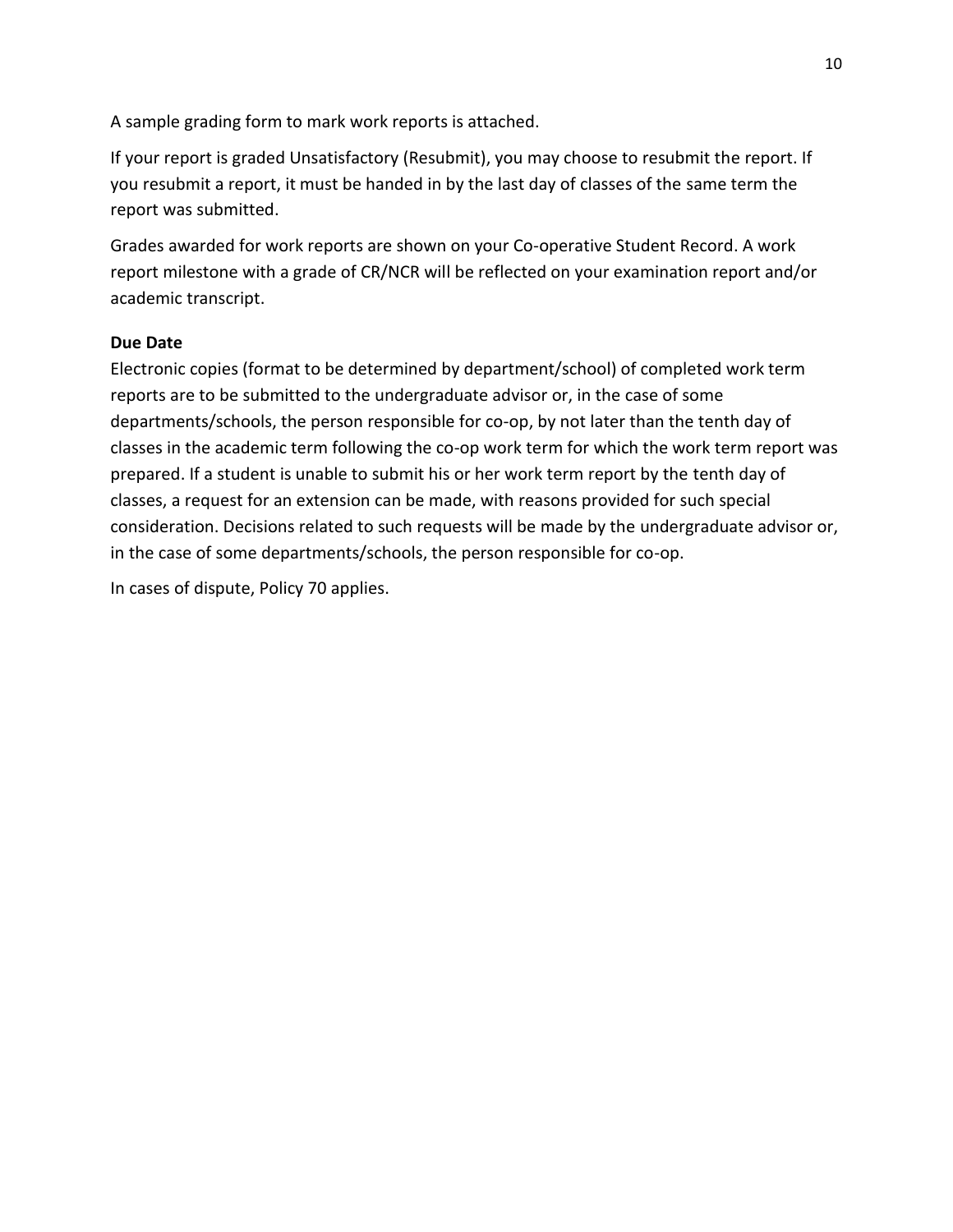A sample grading form to mark work reports is attached.

If your report is graded Unsatisfactory (Resubmit), you may choose to resubmit the report. If you resubmit a report, it must be handed in by the last day of classes of the same term the report was submitted.

Grades awarded for work reports are shown on your Co-operative Student Record. A work report milestone with a grade of CR/NCR will be reflected on your examination report and/or academic transcript.

**Due Date**

Electronic copies (format to be determined by department/school) of completed work term reports are to be submitted to the undergraduate advisor or, in the case of some departments/schools, the person responsible for co-op, by not later than the tenth day of classes in the academic term following the co-op work term for which the work term report was prepared. If a student is unable to submit his or her work term report by the tenth day of classes, a request for an extension can be made, with reasons provided for such special consideration. Decisions related to such requests will be made by the undergraduate advisor or, in the case of some departments/schools, the person responsible for co-op.

In cases of dispute, Policy 70 applies.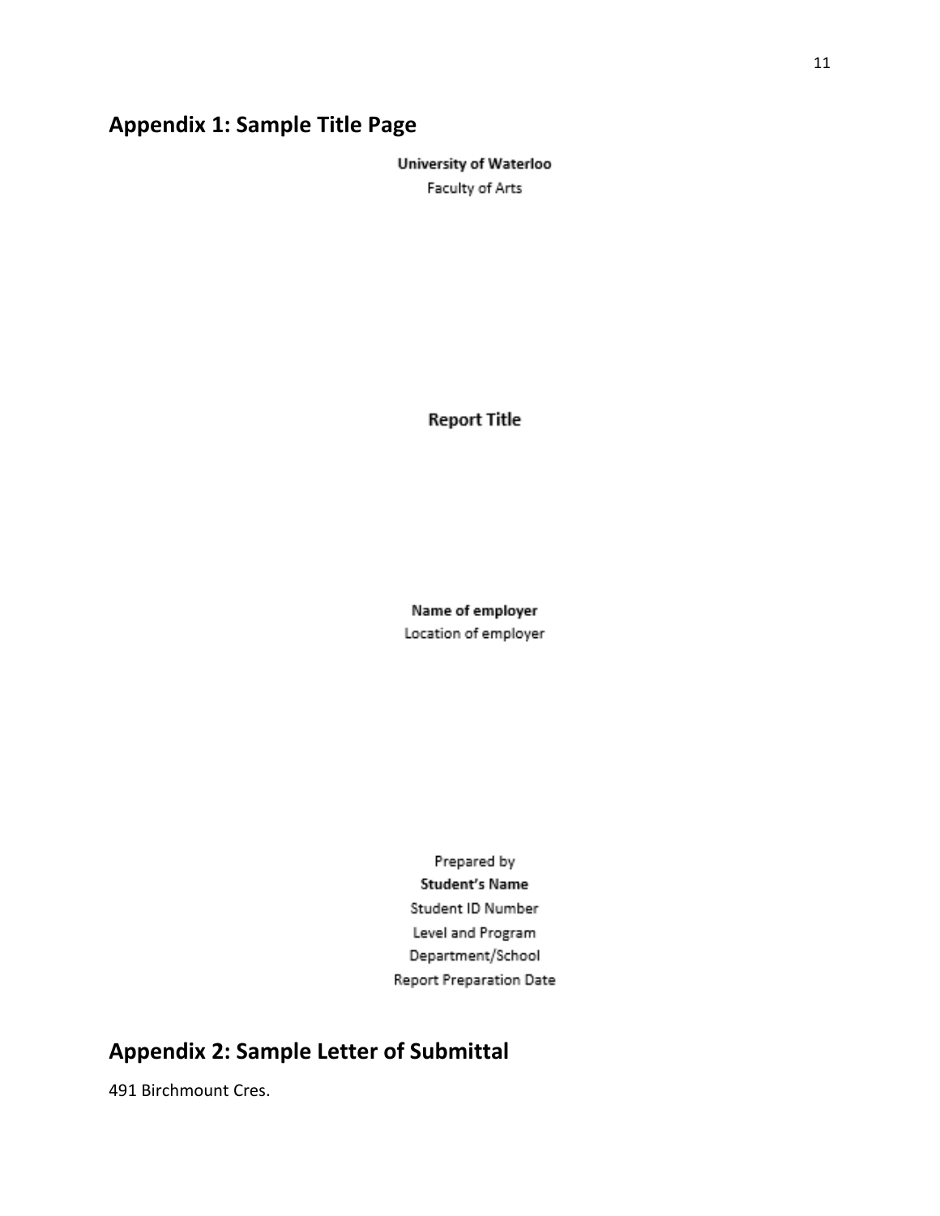## Appendix 1: Sample Title Page

**University of Waterloo**

Faculty of Arts

**Report Title**

**Name of employer**

Location of employer

Prepared by

**Student's Name**

Student ID Number

Level and Program

Department/School

Report Preparation Date

## Appendix 2: Sample Letter of Submittal

491 Birchmount Cres.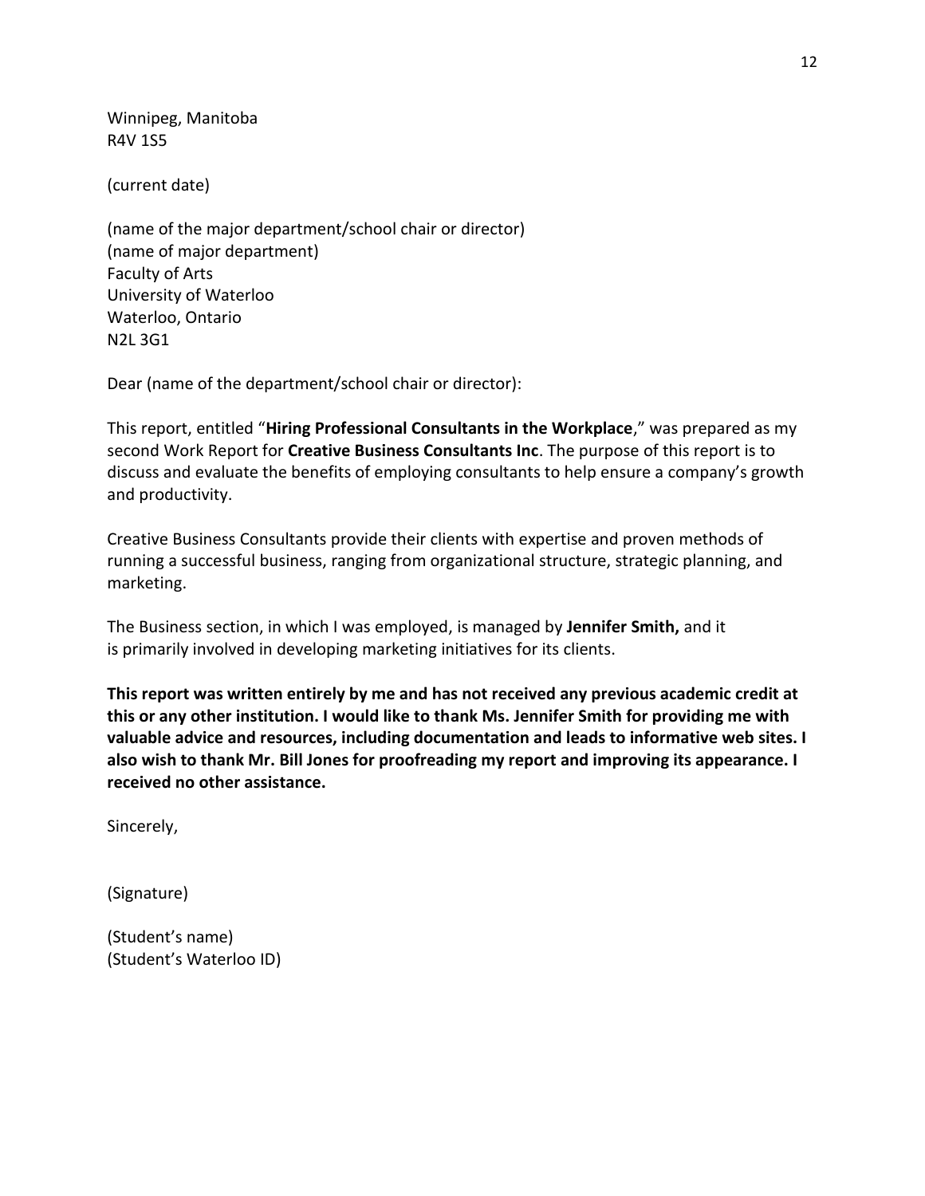Winnipeg, Manitoba
R4V 1S5

(current date)

(name of the major department/school chair or director)
(name of major department)
Faculty of Arts
University of Waterloo
Waterloo, Ontario
N2L 3G1

Dear (name of the department/school chair or director):

This report, entitled "**Hiring Professional Consultants in the Workplace**," was prepared as my second Work Report for **Creative Business Consultants Inc**. The purpose of this report is to discuss and evaluate the benefits of employing consultants to help ensure a company's growth and productivity.

Creative Business Consultants provide their clients with expertise and proven methods of running a successful business, ranging from organizational structure, strategic planning, and marketing.

The Business section, in which I was employed, is managed by **Jennifer Smith,** and it is primarily involved in developing marketing initiatives for its clients.

**This report was written entirely by me and has not received any previous academic credit at this or any other institution. I would like to thank Ms. Jennifer Smith for providing me with valuable advice and resources, including documentation and leads to informative web sites. I also wish to thank Mr. Bill Jones for proofreading my report and improving its appearance. I received no other assistance.**

Sincerely,

(Signature)

(Student's name)
(Student's Waterloo ID)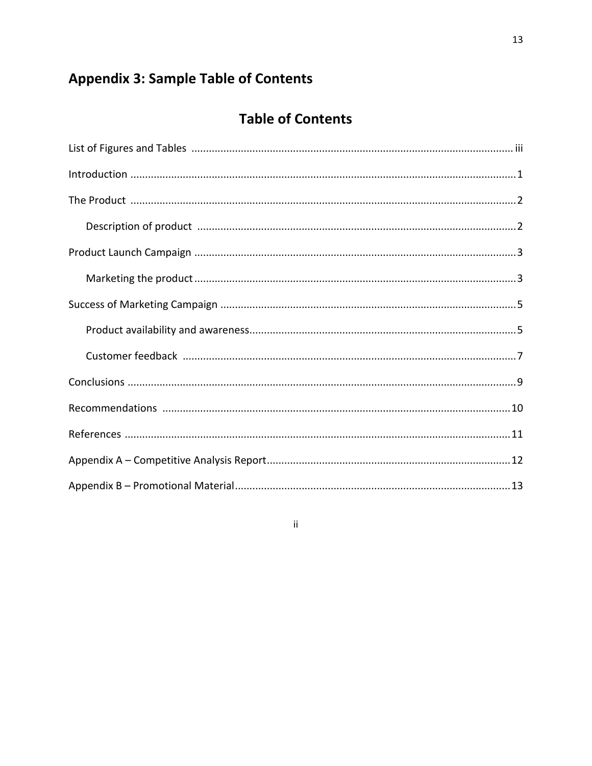## Appendix 3: Sample Table of Contents

# Table of Contents

List of Figures and Tables ............................................................................................................. iii

Introduction ..................................................................................................................................1

The Product ..................................................................................................................................2

Description of product ..........................................................................................................2

Product Launch Campaign ...........................................................................................................3

Marketing the product ..........................................................................................................3

Success of Marketing Campaign ...................................................................................................5

Product availability and awareness........................................................................................5

Customer feedback ..............................................................................................................7

Conclusions ...................................................................................................................................9

Recommendations .....................................................................................................................10

References ...................................................................................................................................11

Appendix A – Competitive Analysis Report..................................................................................12

Appendix B – Promotional Material............................................................................................13

ii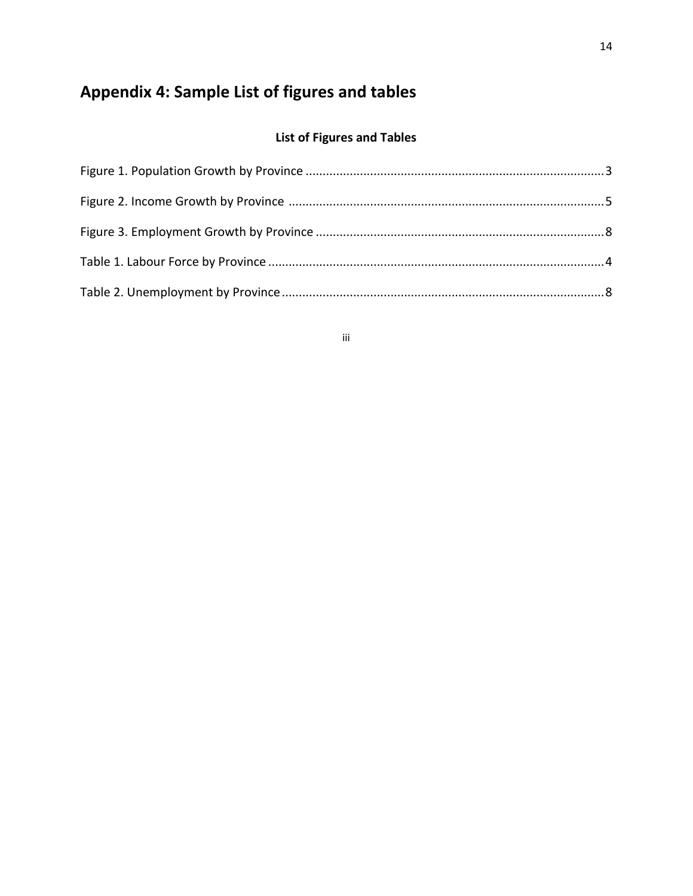# Appendix 4: Sample List of figures and tables

**List of Figures and Tables**

Figure 1. Population Growth by Province .......................................................................................3

Figure 2. Income Growth by Province ...........................................................................................5

Figure 3. Employment Growth by Province ....................................................................................8

Table 1. Labour Force by Province ..................................................................................................4

Table 2. Unemployment by Province ..............................................................................................8

iii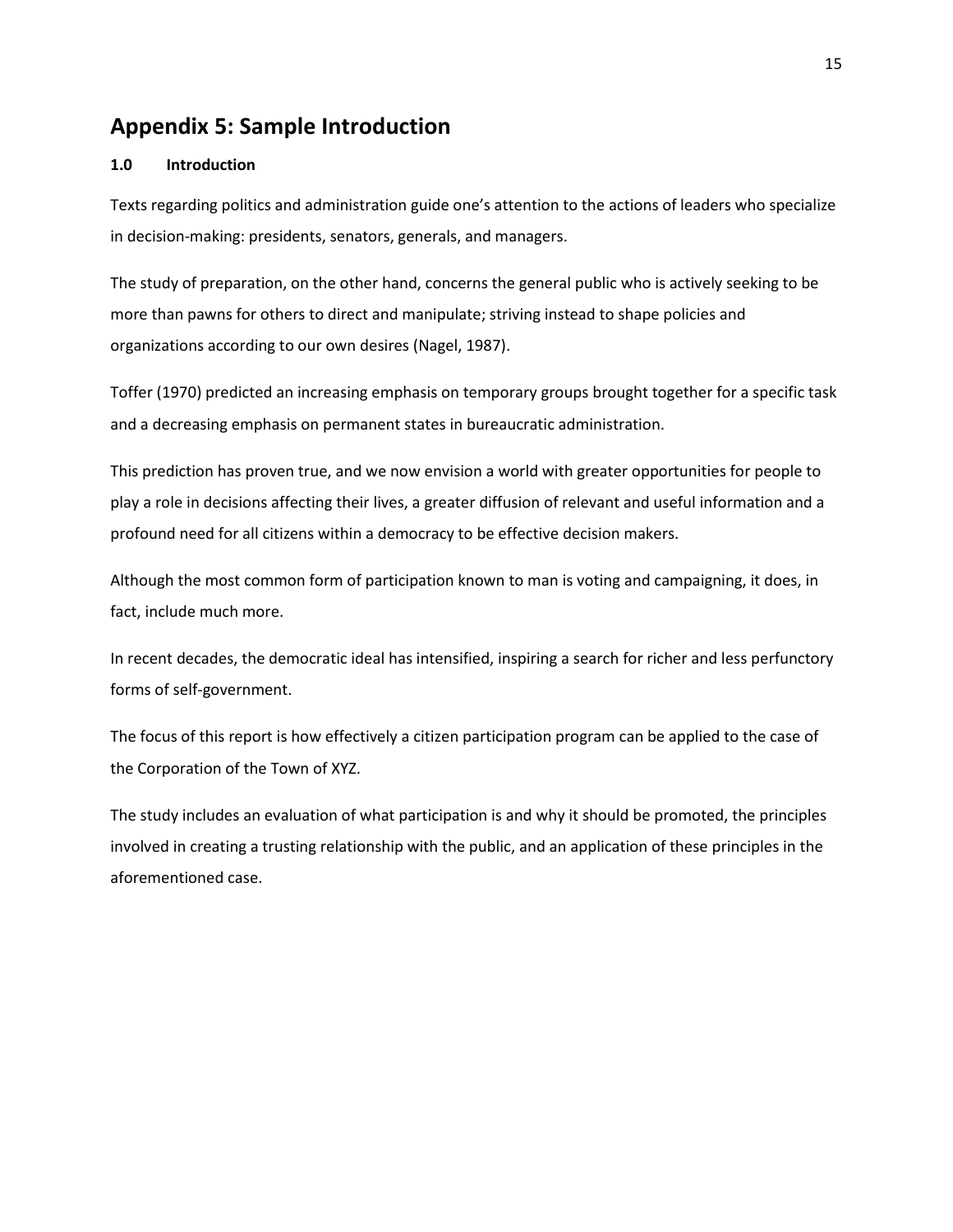# Appendix 5: Sample Introduction

### 1.0 Introduction

Texts regarding politics and administration guide one's attention to the actions of leaders who specialize in decision-making: presidents, senators, generals, and managers.

The study of preparation, on the other hand, concerns the general public who is actively seeking to be more than pawns for others to direct and manipulate; striving instead to shape policies and organizations according to our own desires (Nagel, 1987).

Toffer (1970) predicted an increasing emphasis on temporary groups brought together for a specific task and a decreasing emphasis on permanent states in bureaucratic administration.

This prediction has proven true, and we now envision a world with greater opportunities for people to play a role in decisions affecting their lives, a greater diffusion of relevant and useful information and a profound need for all citizens within a democracy to be effective decision makers.

Although the most common form of participation known to man is voting and campaigning, it does, in fact, include much more.

In recent decades, the democratic ideal has intensified, inspiring a search for richer and less perfunctory forms of self-government.

The focus of this report is how effectively a citizen participation program can be applied to the case of the Corporation of the Town of XYZ.

The study includes an evaluation of what participation is and why it should be promoted, the principles involved in creating a trusting relationship with the public, and an application of these principles in the aforementioned case.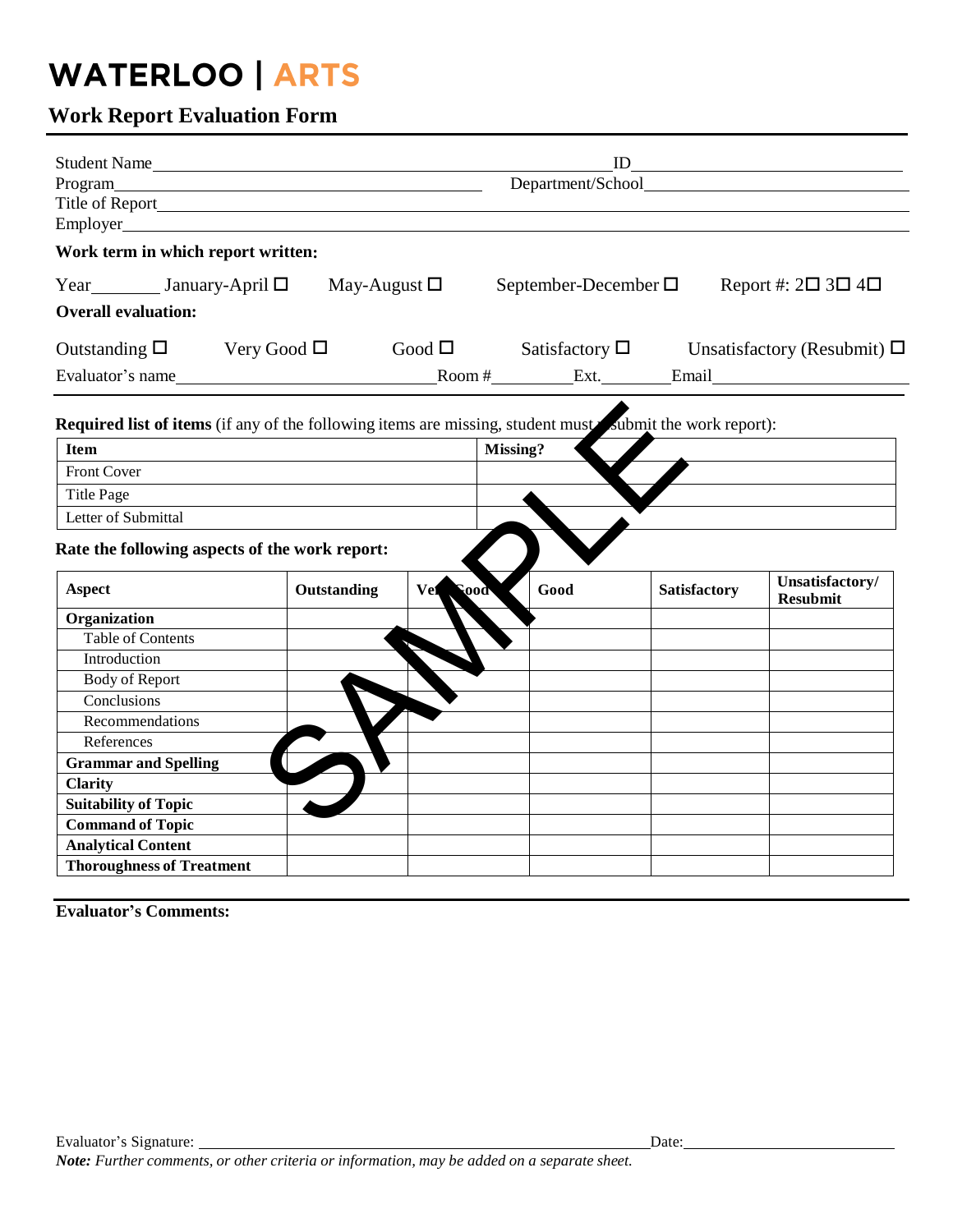# WATERLOO | ARTS

## Work Report Evaluation Form

Student Name\_\_\_\_\_\_\_\_\_\_\_\_\_\_\_\_\_\_\_\_\_\_\_\_\_\_\_\_\_\_\_\_\_\_\_\_\_\_\_\_ ID\_\_\_\_\_\_\_\_\_\_\_\_\_\_\_\_\_\_\_\_\_\_\_\_

Program\_\_\_\_\_\_\_\_\_\_\_\_\_\_\_\_\_\_\_\_\_\_\_\_\_\_\_\_\_\_\_\_ Department/School\_\_\_\_\_\_\_\_\_\_\_\_\_\_\_\_\_\_\_\_\_\_\_\_

Title of Report\_\_\_\_\_\_\_\_\_\_\_\_\_\_\_\_\_\_\_\_\_\_\_\_\_\_\_\_\_\_\_\_\_\_\_\_\_\_\_\_\_\_\_\_\_\_\_\_\_\_\_\_\_\_\_\_\_\_\_\_

Employer\_\_\_\_\_\_\_\_\_\_\_\_\_\_\_\_\_\_\_\_\_\_\_\_\_\_\_\_\_\_\_\_\_\_\_\_\_\_\_\_\_\_\_\_\_\_\_\_\_\_\_\_\_\_\_\_\_\_\_\_\_\_\_\_

**Work term in which report written:**

Year\_\_\_\_\_\_\_ January-April ☐ May-August ☐ September-December ☐ Report #: 2☐ 3☐ 4☐

**Overall evaluation:**

Outstanding ☐ Very Good ☐ Good ☐ Satisfactory ☐ Unsatisfactory (Resubmit) ☐

Evaluator's name\_\_\_\_\_\_\_\_\_\_\_\_\_\_\_\_\_\_\_\_\_\_\_\_ Room #\_\_\_\_\_\_\_\_ Ext.\_\_\_\_\_\_\_ Email\_\_\_\_\_\_\_\_\_\_\_\_\_\_\_\_\_\_\_\_

SAMPLE

**Required list of items** (if any of the following items are missing, student must resubmit the work report):

| Item | Missing? |
|---|---|
| Front Cover | |
| Title Page | |
| Letter of Submittal | |

**Rate the following aspects of the work report:**

| Aspect | Outstanding | Very Good | Good | Satisfactory | Unsatisfactory/ Resubmit |
|---|---|---|---|---|---|
| **Organization** | | | | | |
| Table of Contents | | | | | |
| Introduction | | | | | |
| Body of Report | | | | | |
| Conclusions | | | | | |
| Recommendations | | | | | |
| References | | | | | |
| **Grammar and Spelling** | | | | | |
| **Clarity** | | | | | |
| **Suitability of Topic** | | | | | |
| **Command of Topic** | | | | | |
| **Analytical Content** | | | | | |
| **Thoroughness of Treatment** | | | | | |

**Evaluator's Comments:**

Evaluator's Signature: \_\_\_\_\_\_\_\_\_\_\_\_\_\_\_\_\_\_\_\_\_\_\_\_\_\_\_\_\_\_\_\_\_\_\_\_\_\_\_\_ Date:\_\_\_\_\_\_\_\_\_\_\_\_\_\_\_\_\_\_\_\_

***Note:** Further comments, or other criteria or information, may be added on a separate sheet.*